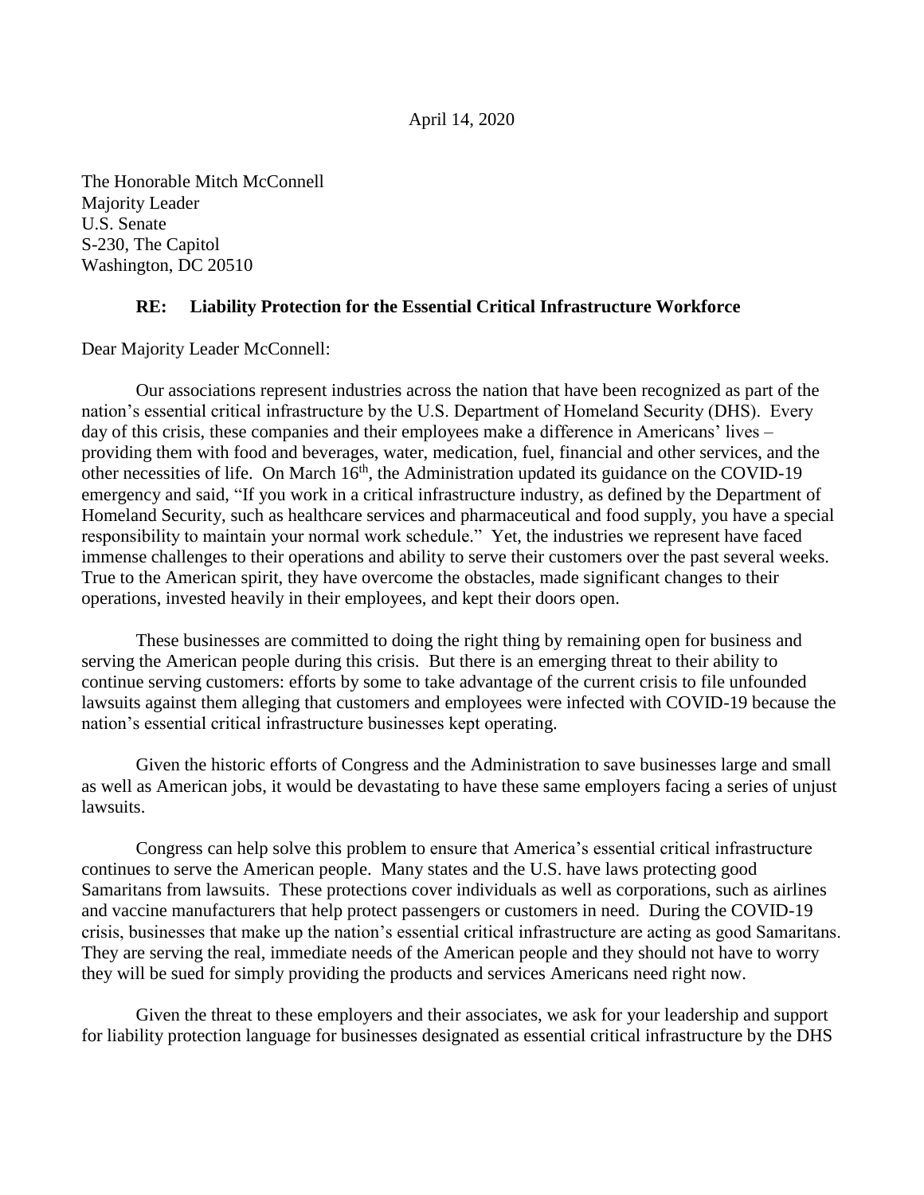April 14, 2020

The Honorable Mitch McConnell
Majority Leader
U.S. Senate
S-230, The Capitol
Washington, DC 20510

**RE: Liability Protection for the Essential Critical Infrastructure Workforce**

Dear Majority Leader McConnell:

Our associations represent industries across the nation that have been recognized as part of the nation's essential critical infrastructure by the U.S. Department of Homeland Security (DHS). Every day of this crisis, these companies and their employees make a difference in Americans' lives – providing them with food and beverages, water, medication, fuel, financial and other services, and the other necessities of life. On March 16th, the Administration updated its guidance on the COVID-19 emergency and said, "If you work in a critical infrastructure industry, as defined by the Department of Homeland Security, such as healthcare services and pharmaceutical and food supply, you have a special responsibility to maintain your normal work schedule." Yet, the industries we represent have faced immense challenges to their operations and ability to serve their customers over the past several weeks. True to the American spirit, they have overcome the obstacles, made significant changes to their operations, invested heavily in their employees, and kept their doors open.

These businesses are committed to doing the right thing by remaining open for business and serving the American people during this crisis. But there is an emerging threat to their ability to continue serving customers: efforts by some to take advantage of the current crisis to file unfounded lawsuits against them alleging that customers and employees were infected with COVID-19 because the nation's essential critical infrastructure businesses kept operating.

Given the historic efforts of Congress and the Administration to save businesses large and small as well as American jobs, it would be devastating to have these same employers facing a series of unjust lawsuits.

Congress can help solve this problem to ensure that America's essential critical infrastructure continues to serve the American people. Many states and the U.S. have laws protecting good Samaritans from lawsuits. These protections cover individuals as well as corporations, such as airlines and vaccine manufacturers that help protect passengers or customers in need. During the COVID-19 crisis, businesses that make up the nation's essential critical infrastructure are acting as good Samaritans. They are serving the real, immediate needs of the American people and they should not have to worry they will be sued for simply providing the products and services Americans need right now.

Given the threat to these employers and their associates, we ask for your leadership and support for liability protection language for businesses designated as essential critical infrastructure by the DHS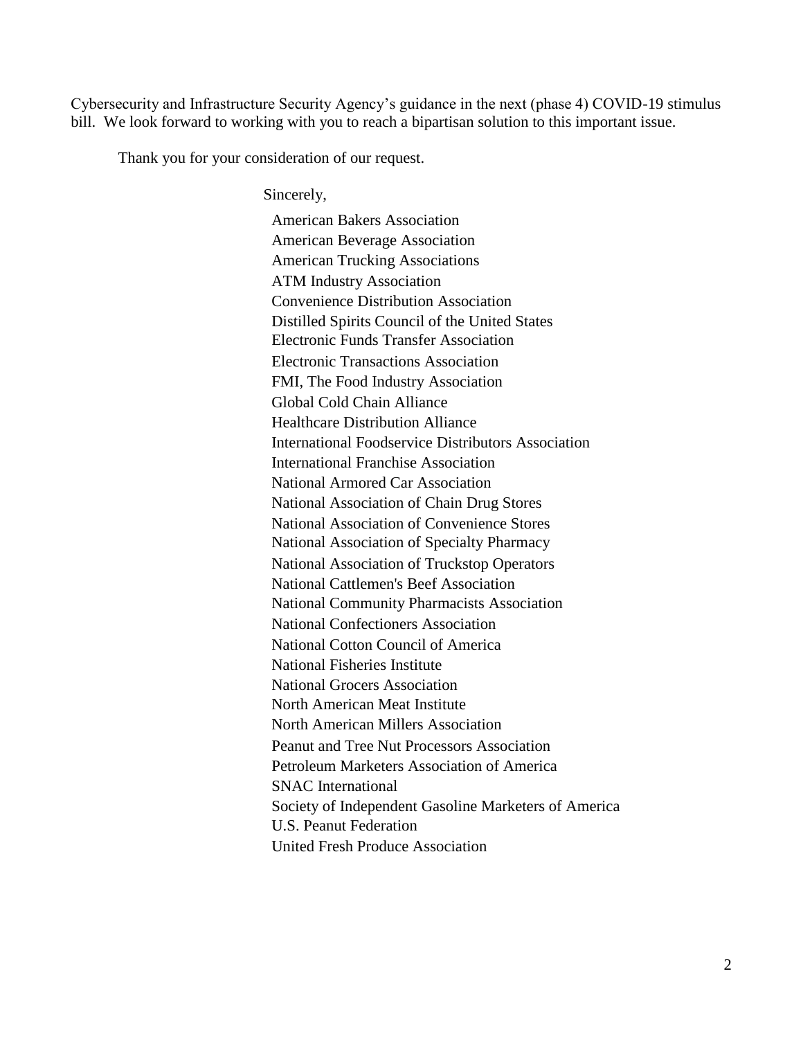Cybersecurity and Infrastructure Security Agency's guidance in the next (phase 4) COVID-19 stimulus bill. We look forward to working with you to reach a bipartisan solution to this important issue.

Thank you for your consideration of our request.

Sincerely,

American Bakers Association
American Beverage Association
American Trucking Associations
ATM Industry Association
Convenience Distribution Association
Distilled Spirits Council of the United States
Electronic Funds Transfer Association
Electronic Transactions Association
FMI, The Food Industry Association
Global Cold Chain Alliance
Healthcare Distribution Alliance
International Foodservice Distributors Association
International Franchise Association
National Armored Car Association
National Association of Chain Drug Stores
National Association of Convenience Stores
National Association of Specialty Pharmacy
National Association of Truckstop Operators
National Cattlemen's Beef Association
National Community Pharmacists Association
National Confectioners Association
National Cotton Council of America
National Fisheries Institute
National Grocers Association
North American Meat Institute
North American Millers Association
Peanut and Tree Nut Processors Association
Petroleum Marketers Association of America
SNAC International
Society of Independent Gasoline Marketers of America
U.S. Peanut Federation
United Fresh Produce Association